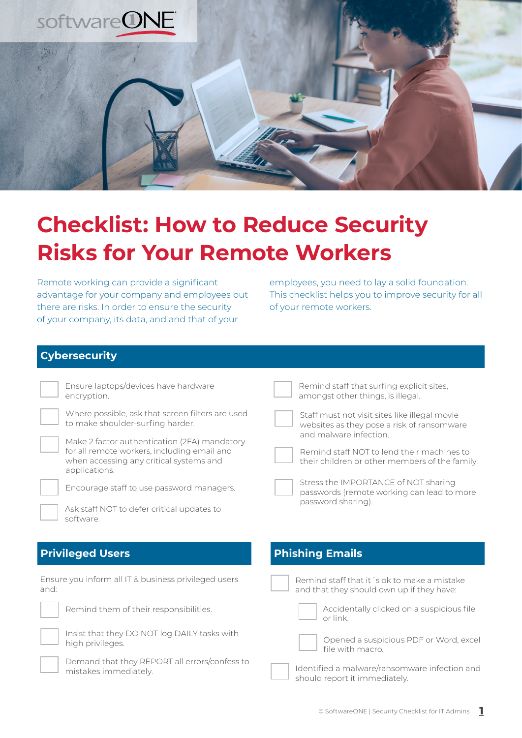# Checklist: How to Reduce Security Risks for Your Remote Workers

Remote working can provide a significant advantage for your company and employees but there are risks. In order to ensure the security of your company, its data, and and that of your employees, you need to lay a solid foundation. This checklist helps you to improve security for all of your remote workers.

## Cybersecurity

- [ ] Ensure laptops/devices have hardware encryption.
- [ ] Where possible, ask that screen filters are used to make shoulder-surfing harder.
- [ ] Make 2 factor authentication (2FA) mandatory for all remote workers, including email and when accessing any critical systems and applications.
- [ ] Encourage staff to use password managers.
- [ ] Ask staff NOT to defer critical updates to software.
- [ ] Remind staff that surfing explicit sites, amongst other things, is illegal.
- [ ] Staff must not visit sites like illegal movie websites as they pose a risk of ransomware and malware infection.
- [ ] Remind staff NOT to lend their machines to their children or other members of the family.
- [ ] Stress the IMPORTANCE of NOT sharing passwords (remote working can lead to more password sharing).

## Privileged Users

Ensure you inform all IT & business privileged users and:

- [ ] Remind them of their responsibilities.
- [ ] Insist that they DO NOT log DAILY tasks with high privileges.
- [ ] Demand that they REPORT all errors/confess to mistakes immediately.

## Phishing Emails

- [ ] Remind staff that it´s ok to make a mistake and that they should own up if they have:
  - [ ] Accidentally clicked on a suspicious file or link.
  - [ ] Opened a suspicious PDF or Word, excel file with macro.
- [ ] Identified a malware/ransomware infection and should report it immediately.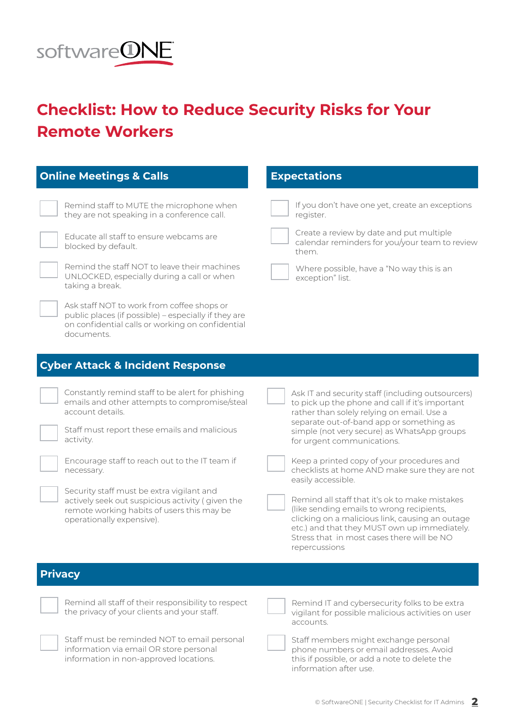# Checklist: How to Reduce Security Risks for Your Remote Workers

## Online Meetings & Calls

- [ ] Remind staff to MUTE the microphone when they are not speaking in a conference call.
- [ ] Educate all staff to ensure webcams are blocked by default.
- [ ] Remind the staff NOT to leave their machines UNLOCKED, especially during a call or when taking a break.
- [ ] Ask staff NOT to work from coffee shops or public places (if possible) – especially if they are on confidential calls or working on confidential documents.

## Expectations

- [ ] If you don't have one yet, create an exceptions register.
- [ ] Create a review by date and put multiple calendar reminders for you/your team to review them.
- [ ] Where possible, have a "No way this is an exception" list.

## Cyber Attack & Incident Response

- [ ] Constantly remind staff to be alert for phishing emails and other attempts to compromise/steal account details.
- [ ] Staff must report these emails and malicious activity.
- [ ] Encourage staff to reach out to the IT team if necessary.
- [ ] Security staff must be extra vigilant and actively seek out suspicious activity ( given the remote working habits of users this may be operationally expensive).
- [ ] Ask IT and security staff (including outsourcers) to pick up the phone and call if it's important rather than solely relying on email. Use a separate out-of-band app or something as simple (not very secure) as WhatsApp groups for urgent communications.
- [ ] Keep a printed copy of your procedures and checklists at home AND make sure they are not easily accessible.
- [ ] Remind all staff that it's ok to make mistakes (like sending emails to wrong recipients, clicking on a malicious link, causing an outage etc.) and that they MUST own up immediately. Stress that in most cases there will be NO repercussions

## Privacy

- [ ] Remind all staff of their responsibility to respect the privacy of your clients and your staff.
- [ ] Staff must be reminded NOT to email personal information via email OR store personal information in non-approved locations.
- [ ] Remind IT and cybersecurity folks to be extra vigilant for possible malicious activities on user accounts.
- [ ] Staff members might exchange personal phone numbers or email addresses. Avoid this if possible, or add a note to delete the information after use.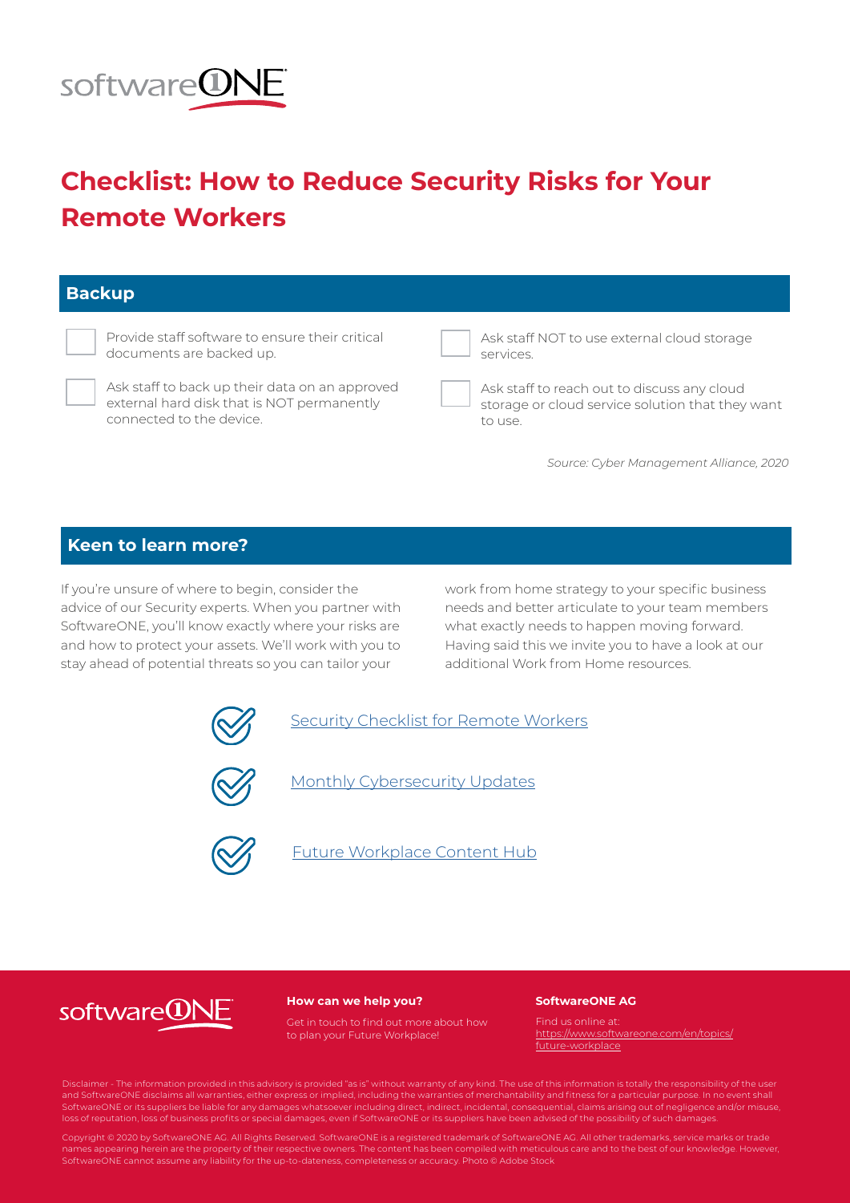# Checklist: How to Reduce Security Risks for Your Remote Workers

## Backup

- [ ] Provide staff software to ensure their critical documents are backed up.
- [ ] Ask staff to back up their data on an approved external hard disk that is NOT permanently connected to the device.
- [ ] Ask staff NOT to use external cloud storage services.
- [ ] Ask staff to reach out to discuss any cloud storage or cloud service solution that they want to use.

*Source: Cyber Management Alliance, 2020*

## Keen to learn more?

If you're unsure of where to begin, consider the advice of our Security experts. When you partner with SoftwareONE, you'll know exactly where your risks are and how to protect your assets. We'll work with you to stay ahead of potential threats so you can tailor your work from home strategy to your specific business needs and better articulate to your team members what exactly needs to happen moving forward. Having said this we invite you to have a look at our additional Work from Home resources.

- Security Checklist for Remote Workers
- Monthly Cybersecurity Updates
- Future Workplace Content Hub

**How can we help you?**

Get in touch to find out more about how to plan your Future Workplace!

**SoftwareONE AG**

Find us online at: https://www.softwareone.com/en/topics/future-workplace

Disclaimer - The information provided in this advisory is provided "as is" without warranty of any kind. The use of this information is totally the responsibility of the user and SoftwareONE disclaims all warranties, either express or implied, including the warranties of merchantability and fitness for a particular purpose. In no event shall SoftwareONE or its suppliers be liable for any damages whatsoever including direct, indirect, incidental, consequential, claims arising out of negligence and/or misuse, loss of reputation, loss of business profits or special damages, even if SoftwareONE or its suppliers have been advised of the possibility of such damages.

Copyright © 2020 by SoftwareONE AG. All Rights Reserved. SoftwareONE is a registered trademark of SoftwareONE AG. All other trademarks, service marks or trade names appearing herein are the property of their respective owners. The content has been compiled with meticulous care and to the best of our knowledge. However, SoftwareONE cannot assume any liability for the up-to-dateness, completeness or accuracy. Photo © Adobe Stock